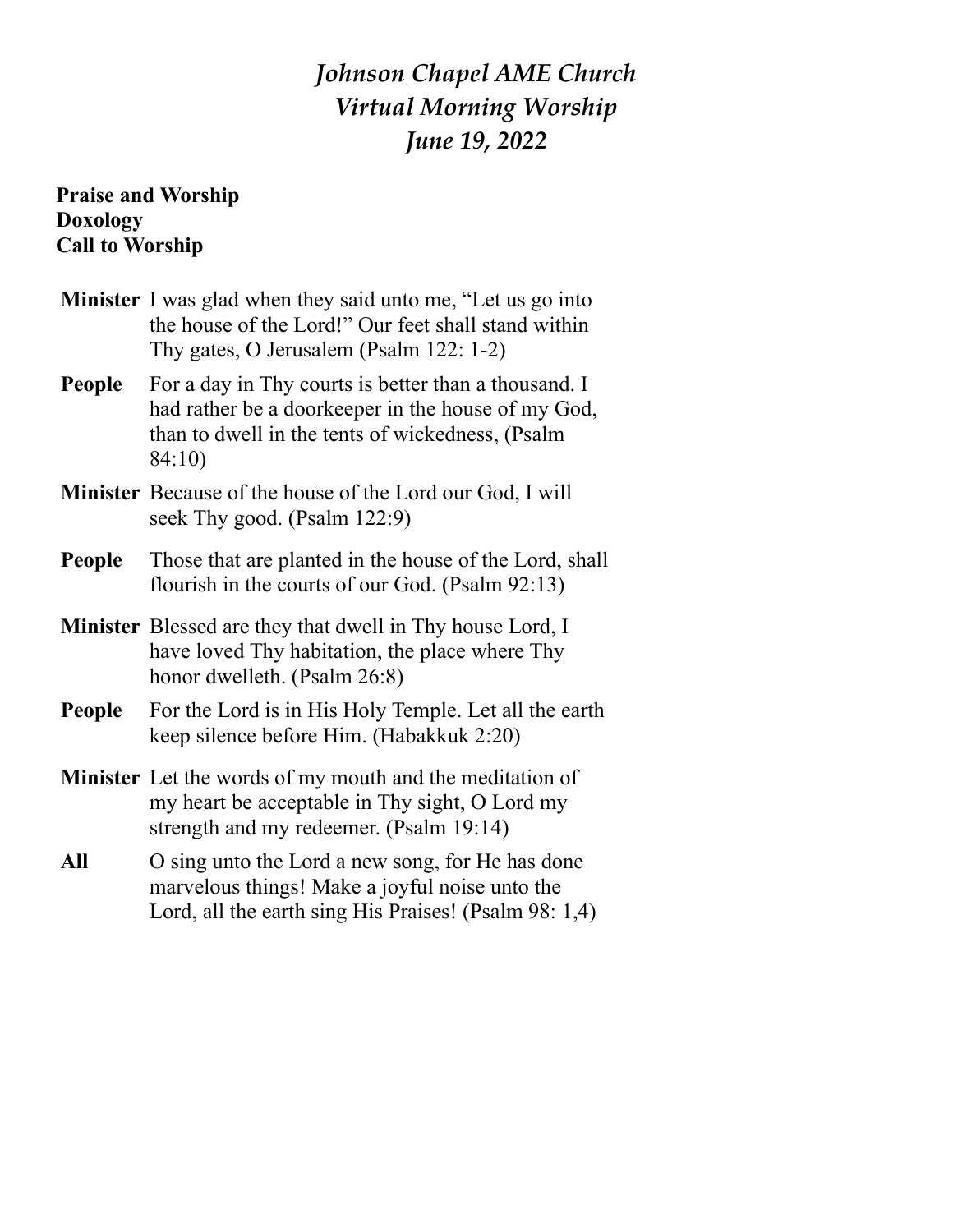# *Johnson Chapel AME Church*
# *Virtual Morning Worship*
# *June 19, 2022*

**Praise and Worship**
**Doxology**
**Call to Worship**

**Minister** I was glad when they said unto me, "Let us go into the house of the Lord!" Our feet shall stand within Thy gates, O Jerusalem (Psalm 122: 1-2)

**People** For a day in Thy courts is better than a thousand. I had rather be a doorkeeper in the house of my God, than to dwell in the tents of wickedness, (Psalm 84:10)

**Minister** Because of the house of the Lord our God, I will seek Thy good. (Psalm 122:9)

**People** Those that are planted in the house of the Lord, shall flourish in the courts of our God. (Psalm 92:13)

**Minister** Blessed are they that dwell in Thy house Lord, I have loved Thy habitation, the place where Thy honor dwelleth. (Psalm 26:8)

**People** For the Lord is in His Holy Temple. Let all the earth keep silence before Him. (Habakkuk 2:20)

**Minister** Let the words of my mouth and the meditation of my heart be acceptable in Thy sight, O Lord my strength and my redeemer. (Psalm 19:14)

**All** O sing unto the Lord a new song, for He has done marvelous things! Make a joyful noise unto the Lord, all the earth sing His Praises! (Psalm 98: 1,4)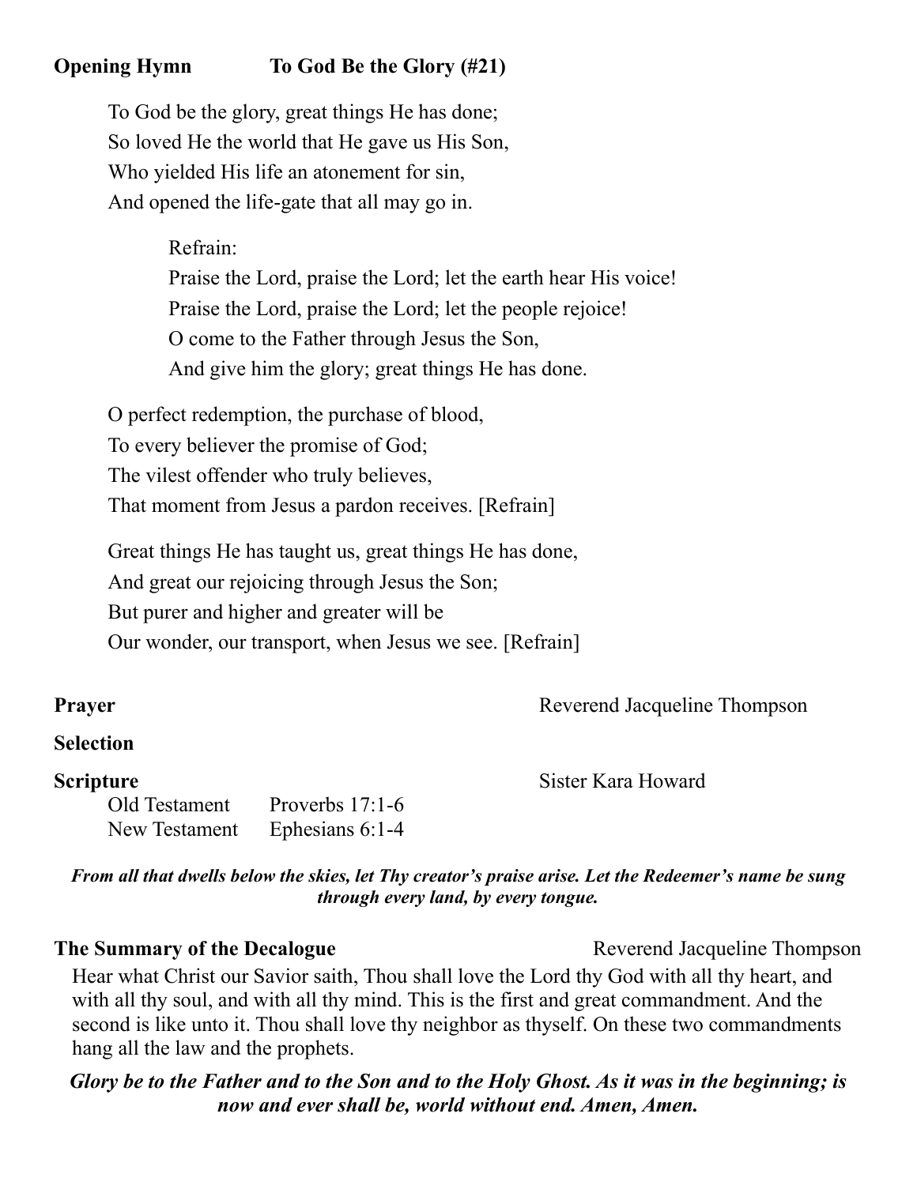**Opening Hymn** **To God Be the Glory (#21)**

To God be the glory, great things He has done;
So loved He the world that He gave us His Son,
Who yielded His life an atonement for sin,
And opened the life-gate that all may go in.

> Refrain:
> Praise the Lord, praise the Lord; let the earth hear His voice!
> Praise the Lord, praise the Lord; let the people rejoice!
> O come to the Father through Jesus the Son,
> And give him the glory; great things He has done.

O perfect redemption, the purchase of blood,
To every believer the promise of God;
The vilest offender who truly believes,
That moment from Jesus a pardon receives. [Refrain]

Great things He has taught us, great things He has done,
And great our rejoicing through Jesus the Son;
But purer and higher and greater will be
Our wonder, our transport, when Jesus we see. [Refrain]

**Prayer** Reverend Jacqueline Thompson

**Selection**

**Scripture** Sister Kara Howard

Old Testament Proverbs 17:1-6
New Testament Ephesians 6:1-4

***From all that dwells below the skies, let Thy creator's praise arise. Let the Redeemer's name be sung through every land, by every tongue.***

**The Summary of the Decalogue** Reverend Jacqueline Thompson

Hear what Christ our Savior saith, Thou shall love the Lord thy God with all thy heart, and with all thy soul, and with all thy mind. This is the first and great commandment. And the second is like unto it. Thou shall love thy neighbor as thyself. On these two commandments hang all the law and the prophets.

***Glory be to the Father and to the Son and to the Holy Ghost. As it was in the beginning; is now and ever shall be, world without end. Amen, Amen.***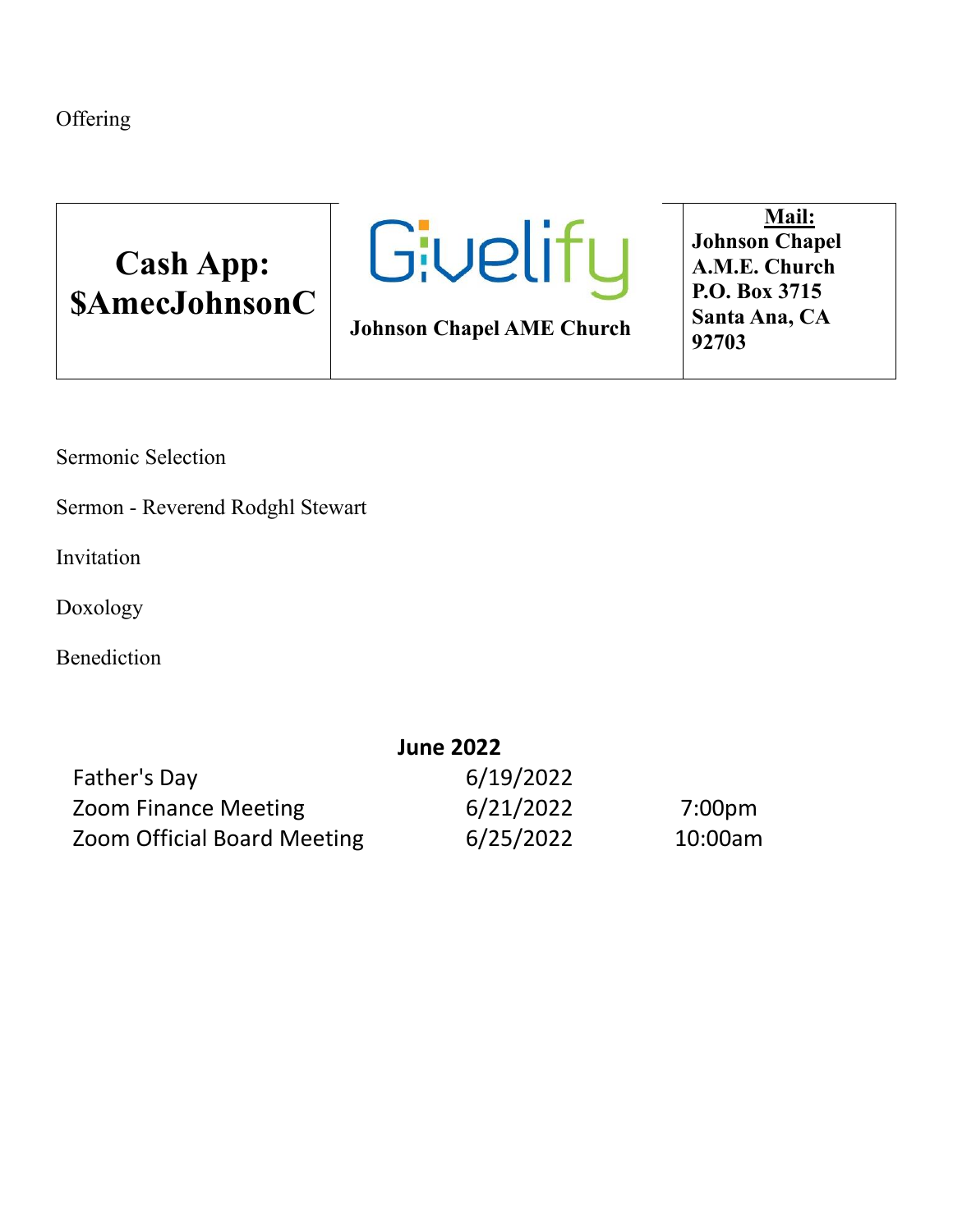Offering

| **Cash App: $AmecJohnsonC** | Givelify **Johnson Chapel AME Church** | **Mail:** **Johnson Chapel A.M.E. Church P.O. Box 3715 Santa Ana, CA 92703** |
|---|---|---|

Sermonic Selection

Sermon - Reverend Rodghl Stewart

Invitation

Doxology

Benediction

| **June 2022** | | |
|---|---|---|
| Father's Day | 6/19/2022 | |
| Zoom Finance Meeting | 6/21/2022 | 7:00pm |
| Zoom Official Board Meeting | 6/25/2022 | 10:00am |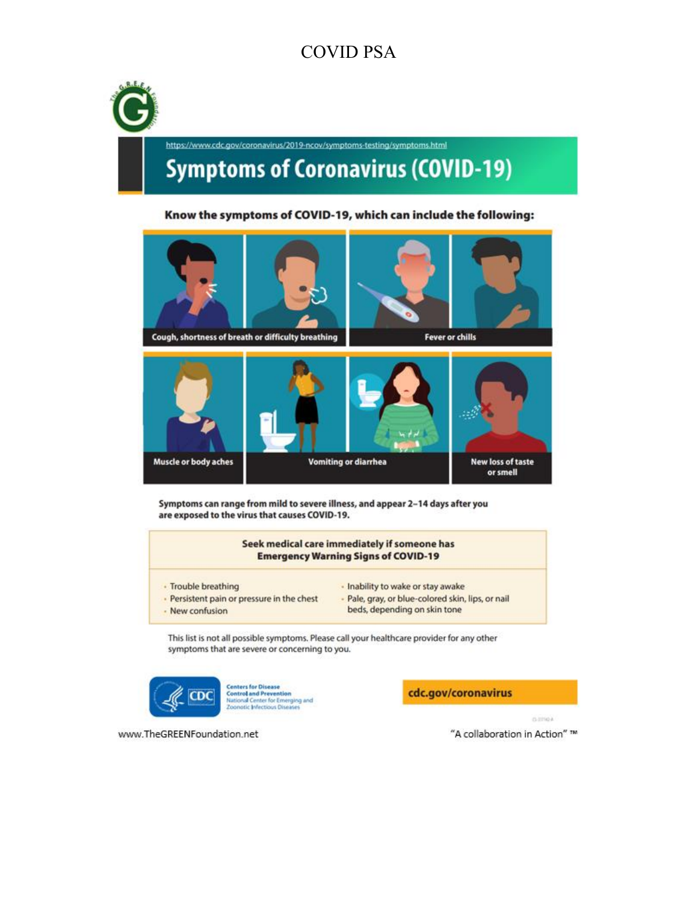# COVID PSA

https://www.cdc.gov/coronavirus/2019-ncov/symptoms-testing/symptoms.html

## Symptoms of Coronavirus (COVID-19)

**Know the symptoms of COVID-19, which can include the following:**

- Cough, shortness of breath or difficulty breathing
- Fever or chills
- Muscle or body aches
- Vomiting or diarrhea
- New loss of taste or smell

**Symptoms can range from mild to severe illness, and appear 2–14 days after you are exposed to the virus that causes COVID-19.**

**Seek medical care immediately if someone has Emergency Warning Signs of COVID-19**

- Trouble breathing
- Persistent pain or pressure in the chest
- New confusion
- Inability to wake or stay awake
- Pale, gray, or blue-colored skin, lips, or nail beds, depending on skin tone

This list is not all possible symptoms. Please call your healthcare provider for any other symptoms that are severe or concerning to you.

CDC Centers for Disease Control and Prevention
National Center for Emerging and Zoonotic Infectious Diseases

cdc.gov/coronavirus

www.TheGREENFoundation.net

"A collaboration in Action" ™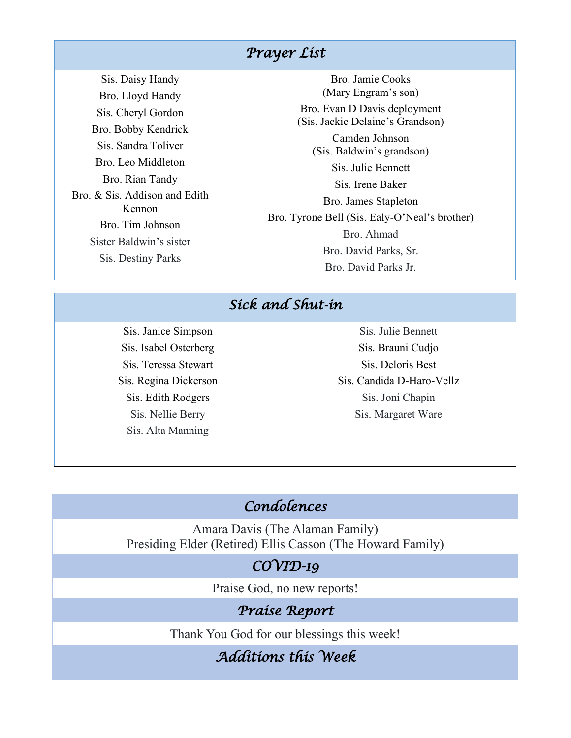## *Prayer List*

Sis. Daisy Handy
Bro. Lloyd Handy
Sis. Cheryl Gordon
Bro. Bobby Kendrick
Sis. Sandra Toliver
Bro. Leo Middleton
Bro. Rian Tandy
Bro. & Sis. Addison and Edith Kennon
Bro. Tim Johnson
Sister Baldwin's sister
Sis. Destiny Parks

Bro. Jamie Cooks
(Mary Engram's son)
Bro. Evan D Davis deployment
(Sis. Jackie Delaine's Grandson)
Camden Johnson
(Sis. Baldwin's grandson)
Sis. Julie Bennett
Sis. Irene Baker
Bro. James Stapleton
Bro. Tyrone Bell (Sis. Ealy-O'Neal's brother)
Bro. Ahmad
Bro. David Parks, Sr.
Bro. David Parks Jr.

## *Sick and Shut-in*

Sis. Janice Simpson
Sis. Isabel Osterberg
Sis. Teressa Stewart
Sis. Regina Dickerson
Sis. Edith Rodgers
Sis. Nellie Berry
Sis. Alta Manning

Sis. Julie Bennett
Sis. Brauni Cudjo
Sis. Deloris Best
Sis. Candida D-Haro-Vellz
Sis. Joni Chapin
Sis. Margaret Ware

## *Condolences*

Amara Davis (The Alaman Family)
Presiding Elder (Retired) Ellis Casson (The Howard Family)

## *COVID-19*

Praise God, no new reports!

## *Praise Report*

Thank You God for our blessings this week!

## *Additions this Week*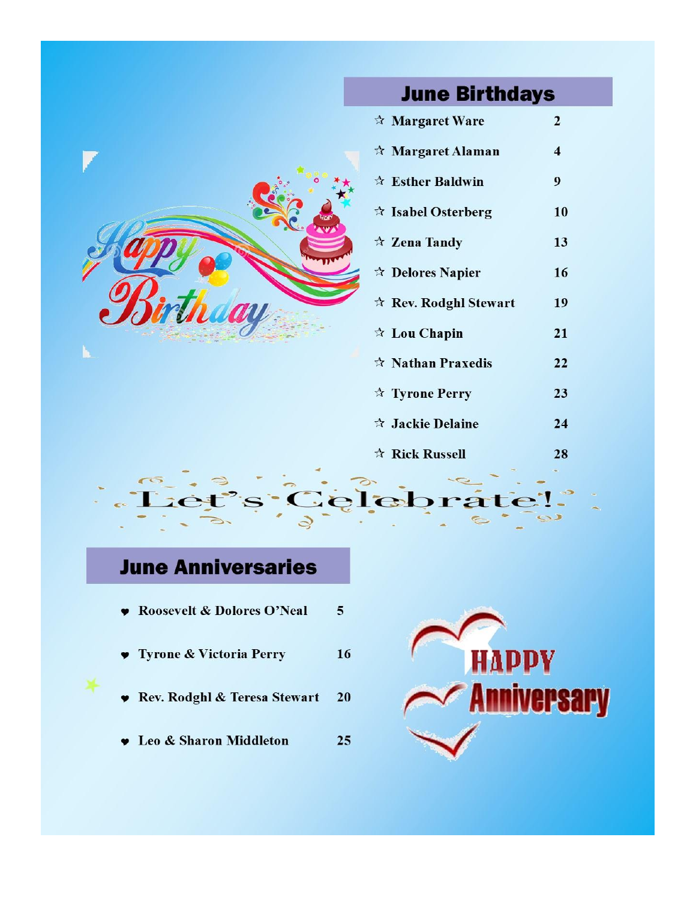## June Birthdays

- ☆ Margaret Ware 2
- ☆ Margaret Alaman 4
- ☆ Esther Baldwin 9
- ☆ Isabel Osterberg 10
- ☆ Zena Tandy 13
- ☆ Delores Napier 16
- ☆ Rev. Rodghl Stewart 19
- ☆ Lou Chapin 21
- ☆ Nathan Praxedis 22
- ☆ Tyrone Perry 23
- ☆ Jackie Delaine 24
- ☆ Rick Russell 28

Let's Celebrate!

## June Anniversaries

- Roosevelt & Dolores O'Neal 5
- Tyrone & Victoria Perry 16
- Rev. Rodghl & Teresa Stewart 20
- Leo & Sharon Middleton 25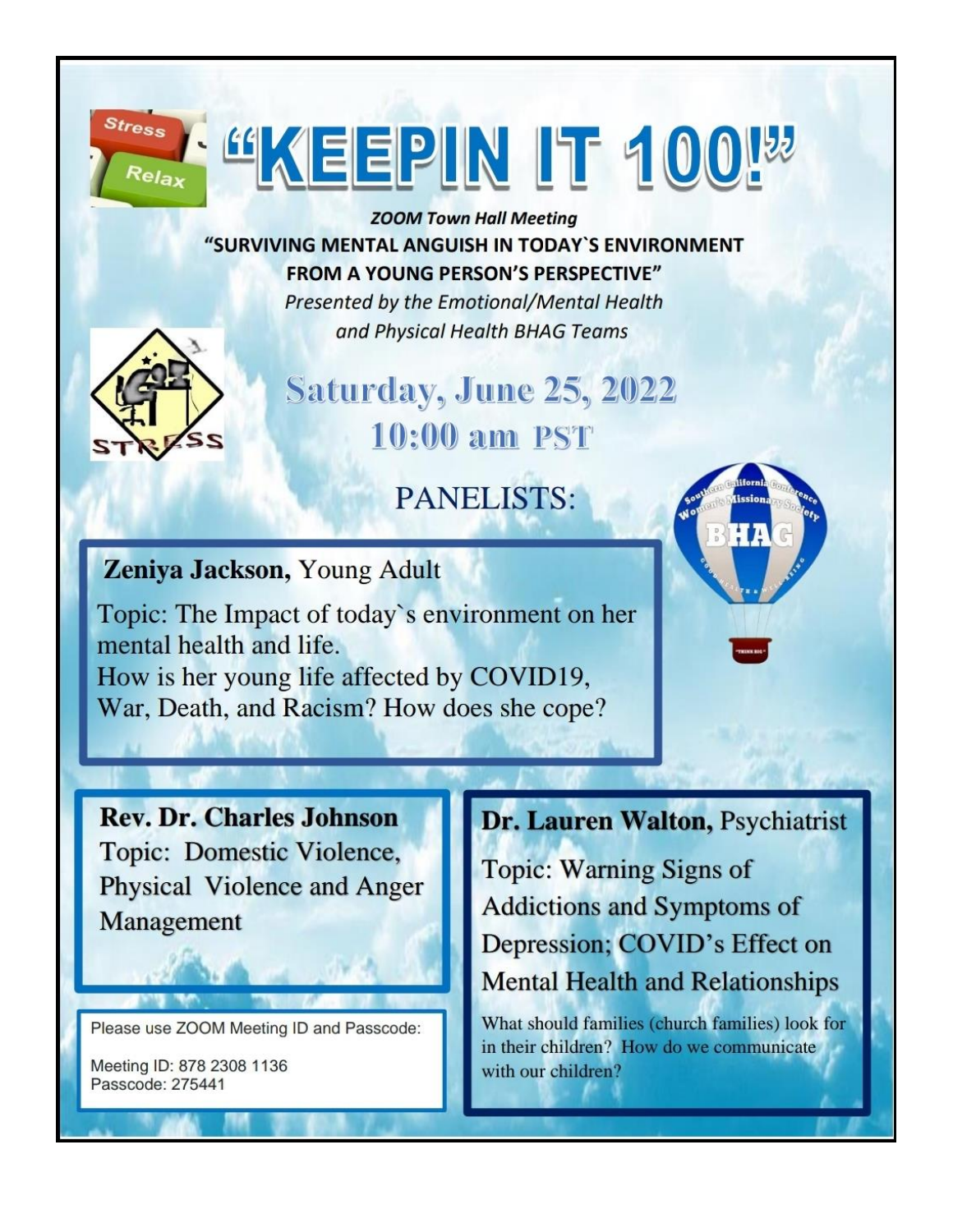# "KEEPIN IT 100!"

***ZOOM Town Hall Meeting***

**"SURVIVING MENTAL ANGUISH IN TODAY`S ENVIRONMENT FROM A YOUNG PERSON'S PERSPECTIVE"**

*Presented by the Emotional/Mental Health and Physical Health BHAG Teams*

## Saturday, June 25, 2022
## 10:00 am PST

## PANELISTS:

**Zeniya Jackson,** Young Adult

Topic: The Impact of today`s environment on her mental health and life.
How is her young life affected by COVID19, War, Death, and Racism? How does she cope?

**Rev. Dr. Charles Johnson**

Topic: Domestic Violence, Physical Violence and Anger Management

**Dr. Lauren Walton,** Psychiatrist

Topic: Warning Signs of Addictions and Symptoms of Depression; COVID's Effect on Mental Health and Relationships

What should families (church families) look for in their children? How do we communicate with our children?

Please use ZOOM Meeting ID and Passcode:

Meeting ID: 878 2308 1136
Passcode: 275441